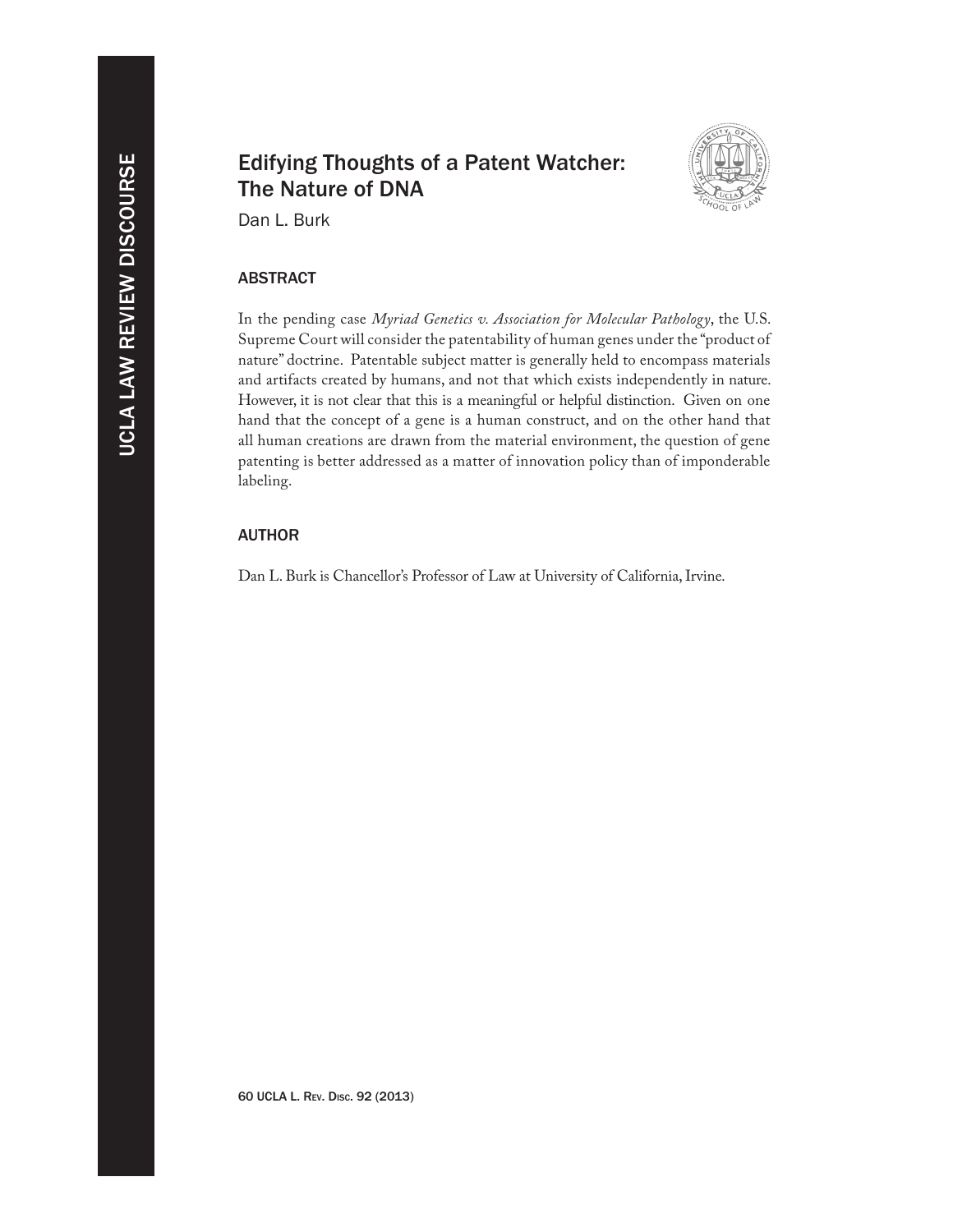# Edifying Thoughts of a Patent Watcher: The Nature of DNA

Dan L. Burk

## ABSTRACT

In the pending case *Myriad Genetics v. Association for Molecular Pathology*, the U.S. Supreme Court will consider the patentability of human genes under the "product of nature" doctrine. Patentable subject matter is generally held to encompass materials and artifacts created by humans, and not that which exists independently in nature. However, it is not clear that this is a meaningful or helpful distinction. Given on one hand that the concept of a gene is a human construct, and on the other hand that all human creations are drawn from the material environment, the question of gene patenting is better addressed as a matter of innovation policy than of imponderable labeling.

## AUTHOR

Dan L. Burk is Chancellor's Professor of Law at University of California, Irvine.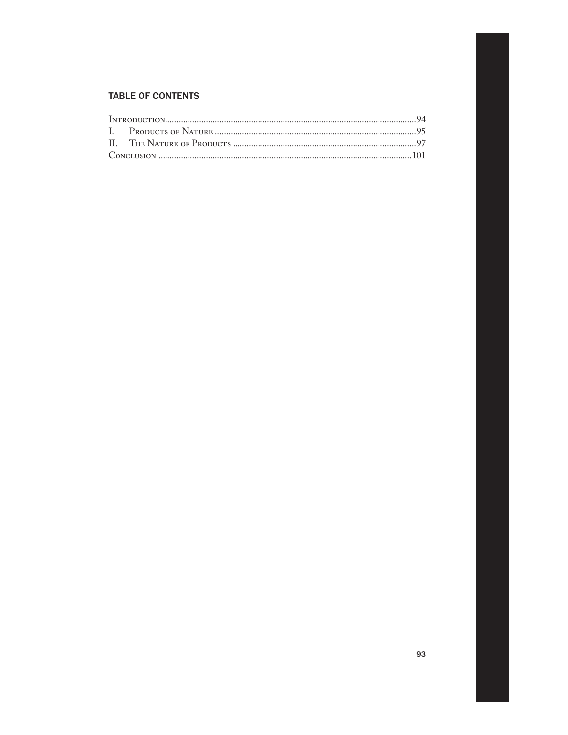## TABLE OF CONTENTS

Introduction .......... 94
I. Products of Nature .......... 95
II. The Nature of Products .......... 97
Conclusion .......... 101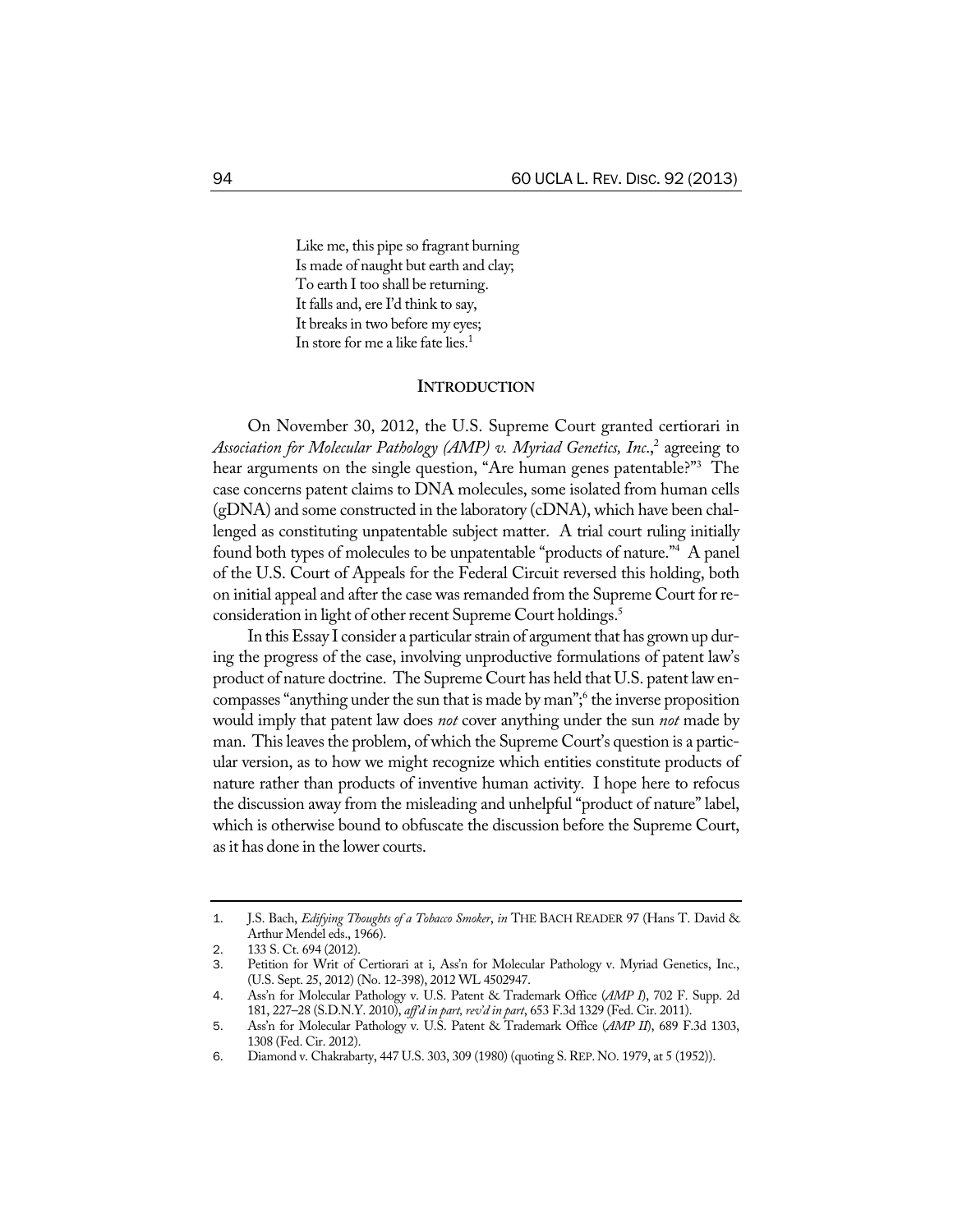Like me, this pipe so fragrant burning
Is made of naught but earth and clay;
To earth I too shall be returning.
It falls and, ere I'd think to say,
It breaks in two before my eyes;
In store for me a like fate lies.[1]

## INTRODUCTION

On November 30, 2012, the U.S. Supreme Court granted certiorari in *Association for Molecular Pathology (AMP) v. Myriad Genetics, Inc.*,[2] agreeing to hear arguments on the single question, "Are human genes patentable?"[3] The case concerns patent claims to DNA molecules, some isolated from human cells (gDNA) and some constructed in the laboratory (cDNA), which have been challenged as constituting unpatentable subject matter. A trial court ruling initially found both types of molecules to be unpatentable "products of nature."[4] A panel of the U.S. Court of Appeals for the Federal Circuit reversed this holding, both on initial appeal and after the case was remanded from the Supreme Court for reconsideration in light of other recent Supreme Court holdings.[5]

In this Essay I consider a particular strain of argument that has grown up during the progress of the case, involving unproductive formulations of patent law's product of nature doctrine. The Supreme Court has held that U.S. patent law encompasses "anything under the sun that is made by man";[6] the inverse proposition would imply that patent law does *not* cover anything under the sun *not* made by man. This leaves the problem, of which the Supreme Court's question is a particular version, as to how we might recognize which entities constitute products of nature rather than products of inventive human activity. I hope here to refocus the discussion away from the misleading and unhelpful "product of nature" label, which is otherwise bound to obfuscate the discussion before the Supreme Court, as it has done in the lower courts.

---

1. J.S. Bach, *Edifying Thoughts of a Tobacco Smoker*, *in* THE BACH READER 97 (Hans T. David & Arthur Mendel eds., 1966).
2. 133 S. Ct. 694 (2012).
3. Petition for Writ of Certiorari at i, Ass'n for Molecular Pathology v. Myriad Genetics, Inc., (U.S. Sept. 25, 2012) (No. 12-398), 2012 WL 4502947.
4. Ass'n for Molecular Pathology v. U.S. Patent & Trademark Office (*AMP I*), 702 F. Supp. 2d 181, 227–28 (S.D.N.Y. 2010), *aff'd in part, rev'd in part*, 653 F.3d 1329 (Fed. Cir. 2011).
5. Ass'n for Molecular Pathology v. U.S. Patent & Trademark Office (*AMP II*), 689 F.3d 1303, 1308 (Fed. Cir. 2012).
6. Diamond v. Chakrabarty, 447 U.S. 303, 309 (1980) (quoting S. REP. NO. 1979, at 5 (1952)).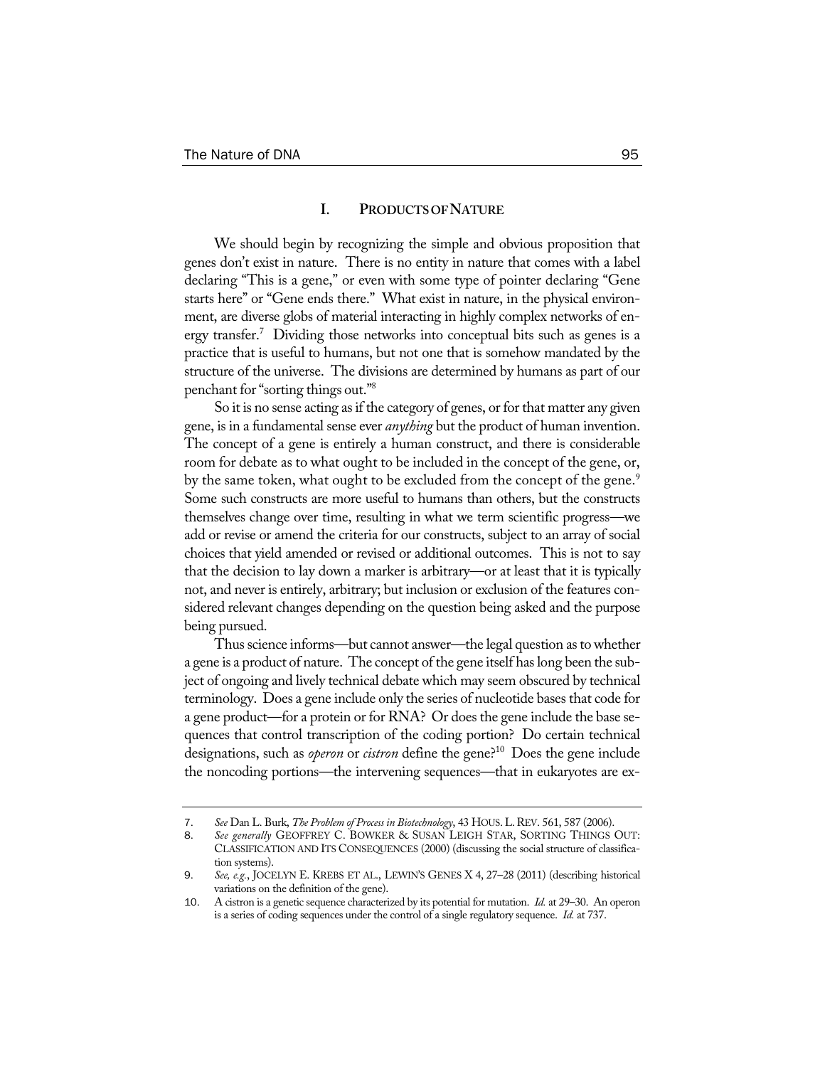## I. PRODUCTS OF NATURE

We should begin by recognizing the simple and obvious proposition that genes don't exist in nature. There is no entity in nature that comes with a label declaring "This is a gene," or even with some type of pointer declaring "Gene starts here" or "Gene ends there." What exist in nature, in the physical environment, are diverse globs of material interacting in highly complex networks of energy transfer.[7] Dividing those networks into conceptual bits such as genes is a practice that is useful to humans, but not one that is somehow mandated by the structure of the universe. The divisions are determined by humans as part of our penchant for "sorting things out."[8]

So it is no sense acting as if the category of genes, or for that matter any given gene, is in a fundamental sense ever *anything* but the product of human invention. The concept of a gene is entirely a human construct, and there is considerable room for debate as to what ought to be included in the concept of the gene, or, by the same token, what ought to be excluded from the concept of the gene.[9] Some such constructs are more useful to humans than others, but the constructs themselves change over time, resulting in what we term scientific progress—we add or revise or amend the criteria for our constructs, subject to an array of social choices that yield amended or revised or additional outcomes. This is not to say that the decision to lay down a marker is arbitrary—or at least that it is typically not, and never is entirely, arbitrary; but inclusion or exclusion of the features considered relevant changes depending on the question being asked and the purpose being pursued.

Thus science informs—but cannot answer—the legal question as to whether a gene is a product of nature. The concept of the gene itself has long been the subject of ongoing and lively technical debate which may seem obscured by technical terminology. Does a gene include only the series of nucleotide bases that code for a gene product—for a protein or for RNA? Or does the gene include the base sequences that control transcription of the coding portion? Do certain technical designations, such as *operon* or *cistron* define the gene?[10] Does the gene include the noncoding portions—the intervening sequences—that in eukaryotes are ex-

---

7. *See* Dan L. Burk, *The Problem of Process in Biotechnology*, 43 HOUS. L. REV. 561, 587 (2006).

8. *See generally* GEOFFREY C. BOWKER & SUSAN LEIGH STAR, SORTING THINGS OUT: CLASSIFICATION AND ITS CONSEQUENCES (2000) (discussing the social structure of classification systems).

9. *See, e.g.*, JOCELYN E. KREBS ET AL., LEWIN'S GENES X 4, 27–28 (2011) (describing historical variations on the definition of the gene).

10. A cistron is a genetic sequence characterized by its potential for mutation. *Id.* at 29–30. An operon is a series of coding sequences under the control of a single regulatory sequence. *Id.* at 737.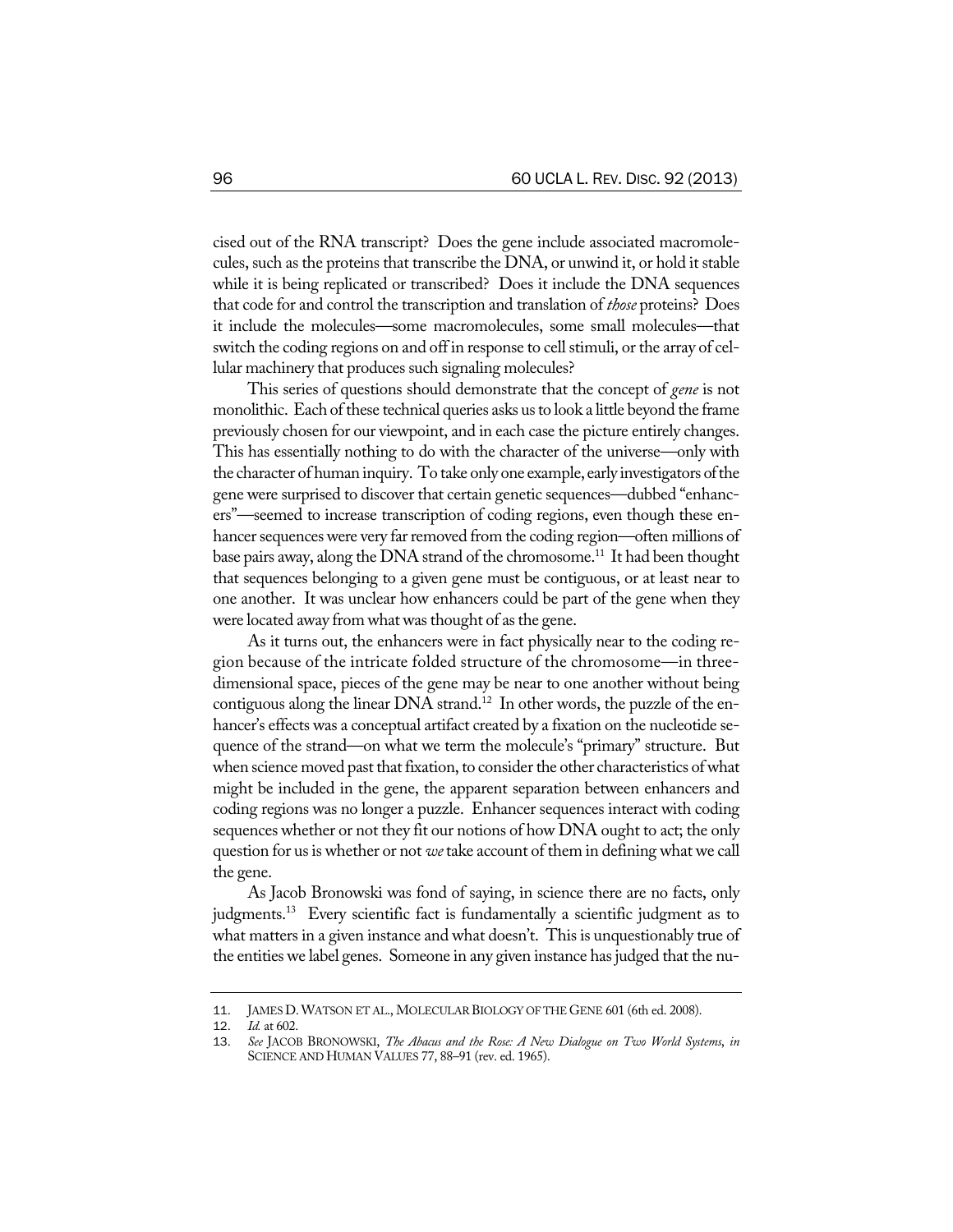cised out of the RNA transcript? Does the gene include associated macromolecules, such as the proteins that transcribe the DNA, or unwind it, or hold it stable while it is being replicated or transcribed? Does it include the DNA sequences that code for and control the transcription and translation of *those* proteins? Does it include the molecules—some macromolecules, some small molecules—that switch the coding regions on and off in response to cell stimuli, or the array of cellular machinery that produces such signaling molecules?

This series of questions should demonstrate that the concept of *gene* is not monolithic. Each of these technical queries asks us to look a little beyond the frame previously chosen for our viewpoint, and in each case the picture entirely changes. This has essentially nothing to do with the character of the universe—only with the character of human inquiry. To take only one example, early investigators of the gene were surprised to discover that certain genetic sequences—dubbed "enhancers"—seemed to increase transcription of coding regions, even though these enhancer sequences were very far removed from the coding region—often millions of base pairs away, along the DNA strand of the chromosome.[11] It had been thought that sequences belonging to a given gene must be contiguous, or at least near to one another. It was unclear how enhancers could be part of the gene when they were located away from what was thought of as the gene.

As it turns out, the enhancers were in fact physically near to the coding region because of the intricate folded structure of the chromosome—in three-dimensional space, pieces of the gene may be near to one another without being contiguous along the linear DNA strand.[12] In other words, the puzzle of the enhancer's effects was a conceptual artifact created by a fixation on the nucleotide sequence of the strand—on what we term the molecule's "primary" structure. But when science moved past that fixation, to consider the other characteristics of what might be included in the gene, the apparent separation between enhancers and coding regions was no longer a puzzle. Enhancer sequences interact with coding sequences whether or not they fit our notions of how DNA ought to act; the only question for us is whether or not *we* take account of them in defining what we call the gene.

As Jacob Bronowski was fond of saying, in science there are no facts, only judgments.[13] Every scientific fact is fundamentally a scientific judgment as to what matters in a given instance and what doesn't. This is unquestionably true of the entities we label genes. Someone in any given instance has judged that the nu-

---

11. JAMES D. WATSON ET AL., MOLECULAR BIOLOGY OF THE GENE 601 (6th ed. 2008).

12. *Id.* at 602.

13. *See* JACOB BRONOWSKI, *The Abacus and the Rose: A New Dialogue on Two World Systems*, *in* SCIENCE AND HUMAN VALUES 77, 88–91 (rev. ed. 1965).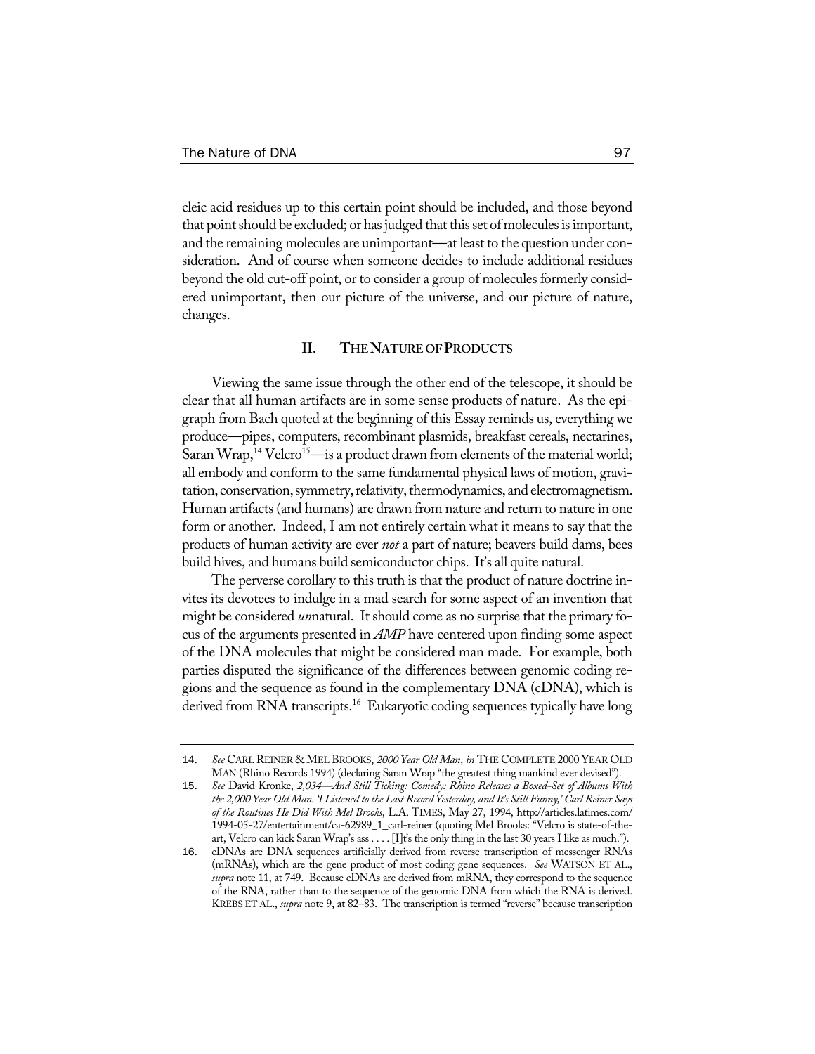cleic acid residues up to this certain point should be included, and those beyond that point should be excluded; or has judged that this set of molecules is important, and the remaining molecules are unimportant—at least to the question under consideration. And of course when someone decides to include additional residues beyond the old cut-off point, or to consider a group of molecules formerly considered unimportant, then our picture of the universe, and our picture of nature, changes.

## II. THE NATURE OF PRODUCTS

Viewing the same issue through the other end of the telescope, it should be clear that all human artifacts are in some sense products of nature. As the epigraph from Bach quoted at the beginning of this Essay reminds us, everything we produce—pipes, computers, recombinant plasmids, breakfast cereals, nectarines, Saran Wrap,[14] Velcro[15]—is a product drawn from elements of the material world; all embody and conform to the same fundamental physical laws of motion, gravitation, conservation, symmetry, relativity, thermodynamics, and electromagnetism. Human artifacts (and humans) are drawn from nature and return to nature in one form or another. Indeed, I am not entirely certain what it means to say that the products of human activity are ever *not* a part of nature; beavers build dams, bees build hives, and humans build semiconductor chips. It's all quite natural.

The perverse corollary to this truth is that the product of nature doctrine invites its devotees to indulge in a mad search for some aspect of an invention that might be considered *un*natural. It should come as no surprise that the primary focus of the arguments presented in *AMP* have centered upon finding some aspect of the DNA molecules that might be considered man made. For example, both parties disputed the significance of the differences between genomic coding regions and the sequence as found in the complementary DNA (cDNA), which is derived from RNA transcripts.[16] Eukaryotic coding sequences typically have long

---

14. *See* CARL REINER & MEL BROOKS, *2000 Year Old Man*, *in* THE COMPLETE 2000 YEAR OLD MAN (Rhino Records 1994) (declaring Saran Wrap "the greatest thing mankind ever devised").

15. *See* David Kronke, *2,034—And Still Ticking: Comedy: Rhino Releases a Boxed-Set of Albums With the 2,000 Year Old Man. 'I Listened to the Last Record Yesterday, and It's Still Funny,' Carl Reiner Says of the Routines He Did With Mel Brooks*, L.A. TIMES, May 27, 1994, http://articles.latimes.com/1994-05-27/entertainment/ca-62989_1_carl-reiner (quoting Mel Brooks: "Velcro is state-of-the-art, Velcro can kick Saran Wrap's ass . . . . [I]t's the only thing in the last 30 years I like as much.").

16. cDNAs are DNA sequences artificially derived from reverse transcription of messenger RNAs (mRNAs), which are the gene product of most coding gene sequences. *See* WATSON ET AL., *supra* note 11, at 749. Because cDNAs are derived from mRNA, they correspond to the sequence of the RNA, rather than to the sequence of the genomic DNA from which the RNA is derived. KREBS ET AL., *supra* note 9, at 82–83. The transcription is termed "reverse" because transcription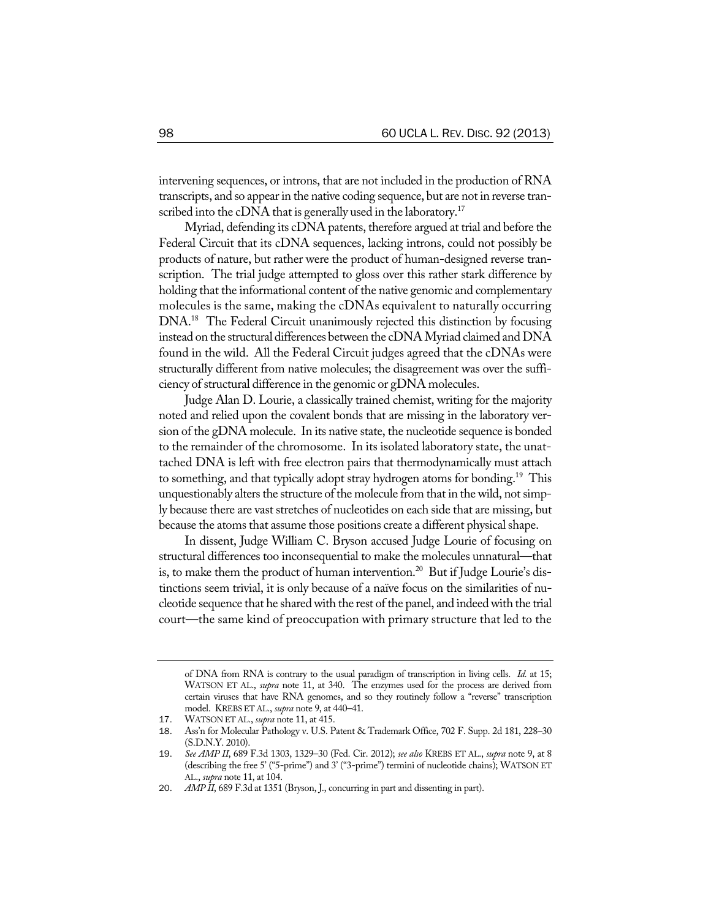intervening sequences, or introns, that are not included in the production of RNA transcripts, and so appear in the native coding sequence, but are not in reverse transcribed into the cDNA that is generally used in the laboratory.[17]

Myriad, defending its cDNA patents, therefore argued at trial and before the Federal Circuit that its cDNA sequences, lacking introns, could not possibly be products of nature, but rather were the product of human-designed reverse transcription. The trial judge attempted to gloss over this rather stark difference by holding that the informational content of the native genomic and complementary molecules is the same, making the cDNAs equivalent to naturally occurring DNA.[18] The Federal Circuit unanimously rejected this distinction by focusing instead on the structural differences between the cDNA Myriad claimed and DNA found in the wild. All the Federal Circuit judges agreed that the cDNAs were structurally different from native molecules; the disagreement was over the sufficiency of structural difference in the genomic or gDNA molecules.

Judge Alan D. Lourie, a classically trained chemist, writing for the majority noted and relied upon the covalent bonds that are missing in the laboratory version of the gDNA molecule. In its native state, the nucleotide sequence is bonded to the remainder of the chromosome. In its isolated laboratory state, the unattached DNA is left with free electron pairs that thermodynamically must attach to something, and that typically adopt stray hydrogen atoms for bonding.[19] This unquestionably alters the structure of the molecule from that in the wild, not simply because there are vast stretches of nucleotides on each side that are missing, but because the atoms that assume those positions create a different physical shape.

In dissent, Judge William C. Bryson accused Judge Lourie of focusing on structural differences too inconsequential to make the molecules unnatural—that is, to make them the product of human intervention.[20] But if Judge Lourie's distinctions seem trivial, it is only because of a naïve focus on the similarities of nucleotide sequence that he shared with the rest of the panel, and indeed with the trial court—the same kind of preoccupation with primary structure that led to the

---

of DNA from RNA is contrary to the usual paradigm of transcription in living cells. *Id.* at 15; WATSON ET AL., *supra* note 11, at 340. The enzymes used for the process are derived from certain viruses that have RNA genomes, and so they routinely follow a "reverse" transcription model. KREBS ET AL., *supra* note 9, at 440–41.

17. WATSON ET AL., *supra* note 11, at 415.

18. Ass'n for Molecular Pathology v. U.S. Patent & Trademark Office, 702 F. Supp. 2d 181, 228–30 (S.D.N.Y. 2010).

19. *See AMP II*, 689 F.3d 1303, 1329–30 (Fed. Cir. 2012); *see also* KREBS ET AL., *supra* note 9, at 8 (describing the free 5' ("5-prime") and 3' ("3-prime") termini of nucleotide chains); WATSON ET AL., *supra* note 11, at 104.

20. *AMP II*, 689 F.3d at 1351 (Bryson, J., concurring in part and dissenting in part).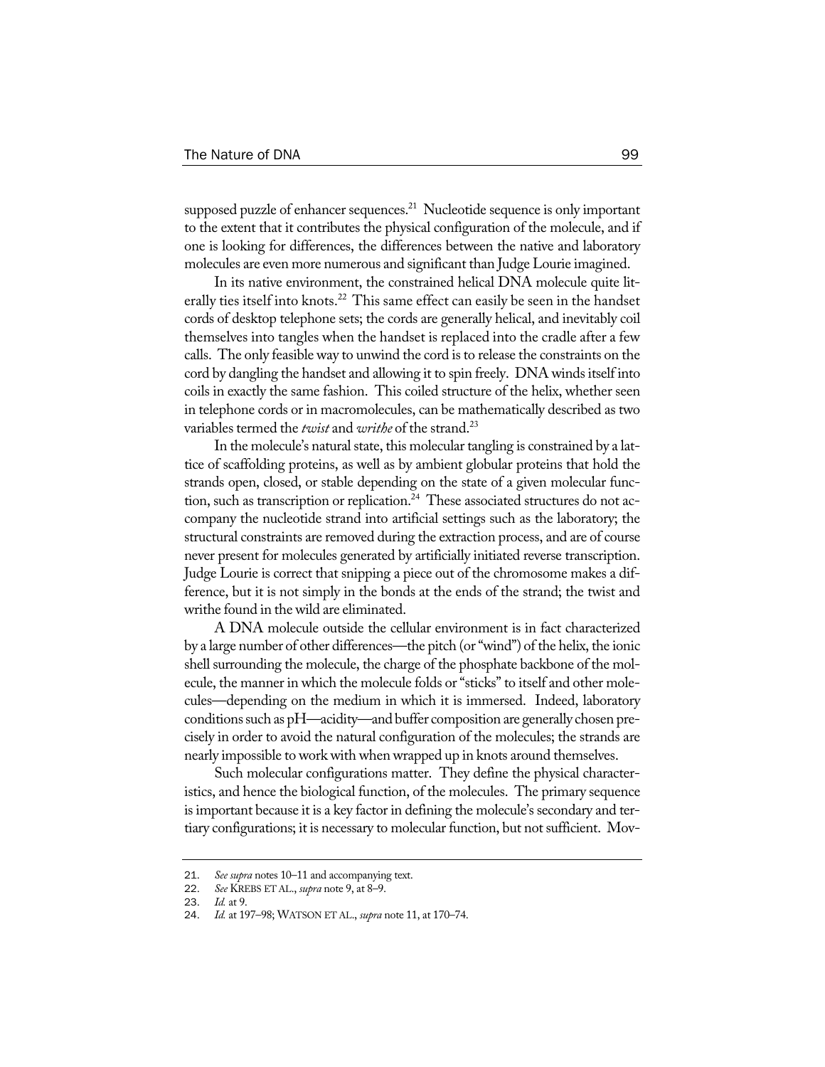supposed puzzle of enhancer sequences.[21] Nucleotide sequence is only important to the extent that it contributes the physical configuration of the molecule, and if one is looking for differences, the differences between the native and laboratory molecules are even more numerous and significant than Judge Lourie imagined.

In its native environment, the constrained helical DNA molecule quite literally ties itself into knots.[22] This same effect can easily be seen in the handset cords of desktop telephone sets; the cords are generally helical, and inevitably coil themselves into tangles when the handset is replaced into the cradle after a few calls. The only feasible way to unwind the cord is to release the constraints on the cord by dangling the handset and allowing it to spin freely. DNA winds itself into coils in exactly the same fashion. This coiled structure of the helix, whether seen in telephone cords or in macromolecules, can be mathematically described as two variables termed the *twist* and *writhe* of the strand.[23]

In the molecule's natural state, this molecular tangling is constrained by a lattice of scaffolding proteins, as well as by ambient globular proteins that hold the strands open, closed, or stable depending on the state of a given molecular function, such as transcription or replication.[24] These associated structures do not accompany the nucleotide strand into artificial settings such as the laboratory; the structural constraints are removed during the extraction process, and are of course never present for molecules generated by artificially initiated reverse transcription. Judge Lourie is correct that snipping a piece out of the chromosome makes a difference, but it is not simply in the bonds at the ends of the strand; the twist and writhe found in the wild are eliminated.

A DNA molecule outside the cellular environment is in fact characterized by a large number of other differences—the pitch (or "wind") of the helix, the ionic shell surrounding the molecule, the charge of the phosphate backbone of the molecule, the manner in which the molecule folds or "sticks" to itself and other molecules—depending on the medium in which it is immersed. Indeed, laboratory conditions such as pH—acidity—and buffer composition are generally chosen precisely in order to avoid the natural configuration of the molecules; the strands are nearly impossible to work with when wrapped up in knots around themselves.

Such molecular configurations matter. They define the physical characteristics, and hence the biological function, of the molecules. The primary sequence is important because it is a key factor in defining the molecule's secondary and tertiary configurations; it is necessary to molecular function, but not sufficient. Mov-

21. *See supra* notes 10–11 and accompanying text.
22. *See* KREBS ET AL., *supra* note 9, at 8–9.
23. *Id.* at 9.
24. *Id.* at 197–98; WATSON ET AL., *supra* note 11, at 170–74.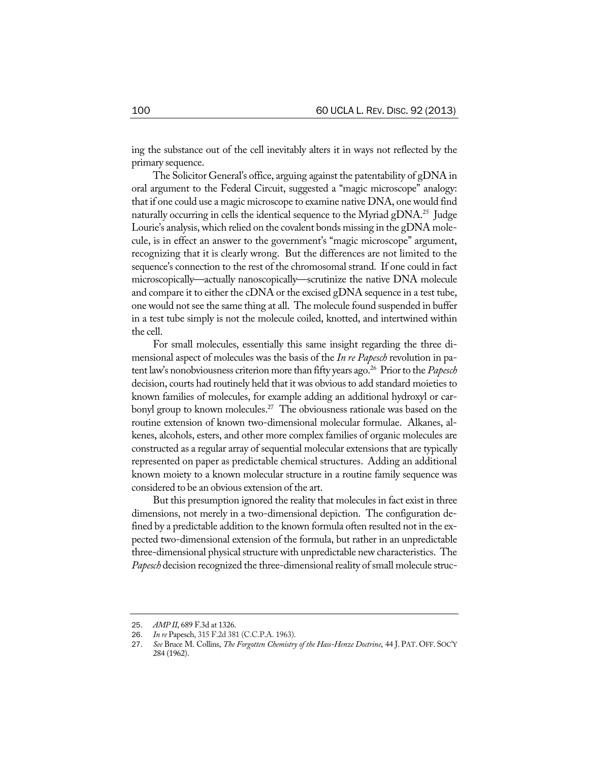ing the substance out of the cell inevitably alters it in ways not reflected by the primary sequence.

The Solicitor General's office, arguing against the patentability of gDNA in oral argument to the Federal Circuit, suggested a "magic microscope" analogy: that if one could use a magic microscope to examine native DNA, one would find naturally occurring in cells the identical sequence to the Myriad gDNA.[25] Judge Lourie's analysis, which relied on the covalent bonds missing in the gDNA molecule, is in effect an answer to the government's "magic microscope" argument, recognizing that it is clearly wrong. But the differences are not limited to the sequence's connection to the rest of the chromosomal strand. If one could in fact microscopically—actually nanoscopically—scrutinize the native DNA molecule and compare it to either the cDNA or the excised gDNA sequence in a test tube, one would not see the same thing at all. The molecule found suspended in buffer in a test tube simply is not the molecule coiled, knotted, and intertwined within the cell.

For small molecules, essentially this same insight regarding the three dimensional aspect of molecules was the basis of the *In re Papesch* revolution in patent law's nonobviousness criterion more than fifty years ago.[26] Prior to the *Papesch* decision, courts had routinely held that it was obvious to add standard moieties to known families of molecules, for example adding an additional hydroxyl or carbonyl group to known molecules.[27] The obviousness rationale was based on the routine extension of known two-dimensional molecular formulae. Alkanes, alkenes, alcohols, esters, and other more complex families of organic molecules are constructed as a regular array of sequential molecular extensions that are typically represented on paper as predictable chemical structures. Adding an additional known moiety to a known molecular structure in a routine family sequence was considered to be an obvious extension of the art.

But this presumption ignored the reality that molecules in fact exist in three dimensions, not merely in a two-dimensional depiction. The configuration defined by a predictable addition to the known formula often resulted not in the expected two-dimensional extension of the formula, but rather in an unpredictable three-dimensional physical structure with unpredictable new characteristics. The *Papesch* decision recognized the three-dimensional reality of small molecule struc-

---

25. *AMP II*, 689 F.3d at 1326.
26. *In re* Papesch, 315 F.2d 381 (C.C.P.A. 1963).
27. *See* Bruce M. Collins, *The Forgotten Chemistry of the Hass-Henze Doctrine*, 44 J. PAT. OFF. SOC'Y 284 (1962).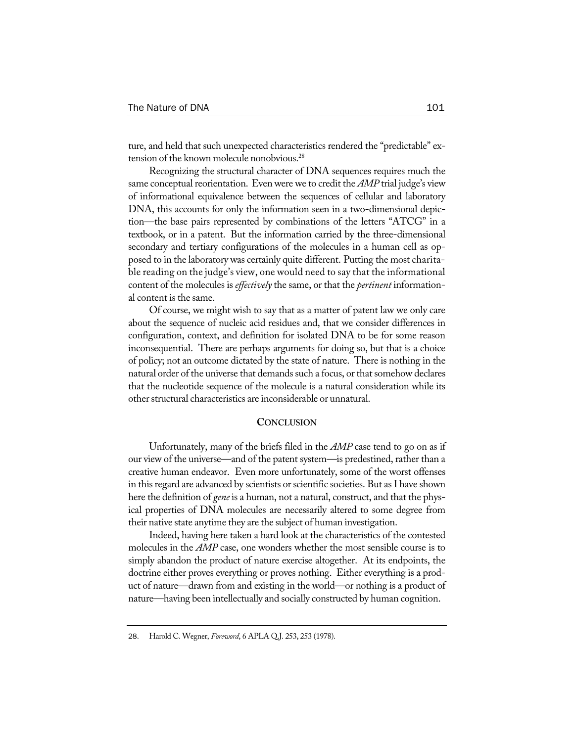ture, and held that such unexpected characteristics rendered the "predictable" extension of the known molecule nonobvious.[28]

Recognizing the structural character of DNA sequences requires much the same conceptual reorientation. Even were we to credit the *AMP* trial judge's view of informational equivalence between the sequences of cellular and laboratory DNA, this accounts for only the information seen in a two-dimensional depiction—the base pairs represented by combinations of the letters "ATCG" in a textbook, or in a patent. But the information carried by the three-dimensional secondary and tertiary configurations of the molecules in a human cell as opposed to in the laboratory was certainly quite different. Putting the most charitable reading on the judge's view, one would need to say that the informational content of the molecules is *effectively* the same, or that the *pertinent* informational content is the same.

Of course, we might wish to say that as a matter of patent law we only care about the sequence of nucleic acid residues and, that we consider differences in configuration, context, and definition for isolated DNA to be for some reason inconsequential. There are perhaps arguments for doing so, but that is a choice of policy; not an outcome dictated by the state of nature. There is nothing in the natural order of the universe that demands such a focus, or that somehow declares that the nucleotide sequence of the molecule is a natural consideration while its other structural characteristics are inconsiderable or unnatural.

## CONCLUSION

Unfortunately, many of the briefs filed in the *AMP* case tend to go on as if our view of the universe—and of the patent system—is predestined, rather than a creative human endeavor. Even more unfortunately, some of the worst offenses in this regard are advanced by scientists or scientific societies. But as I have shown here the definition of *gene* is a human, not a natural, construct, and that the physical properties of DNA molecules are necessarily altered to some degree from their native state anytime they are the subject of human investigation.

Indeed, having here taken a hard look at the characteristics of the contested molecules in the *AMP* case, one wonders whether the most sensible course is to simply abandon the product of nature exercise altogether. At its endpoints, the doctrine either proves everything or proves nothing. Either everything is a product of nature—drawn from and existing in the world—or nothing is a product of nature—having been intellectually and socially constructed by human cognition.

---

28. Harold C. Wegner, *Foreword*, 6 APLA Q.J. 253, 253 (1978).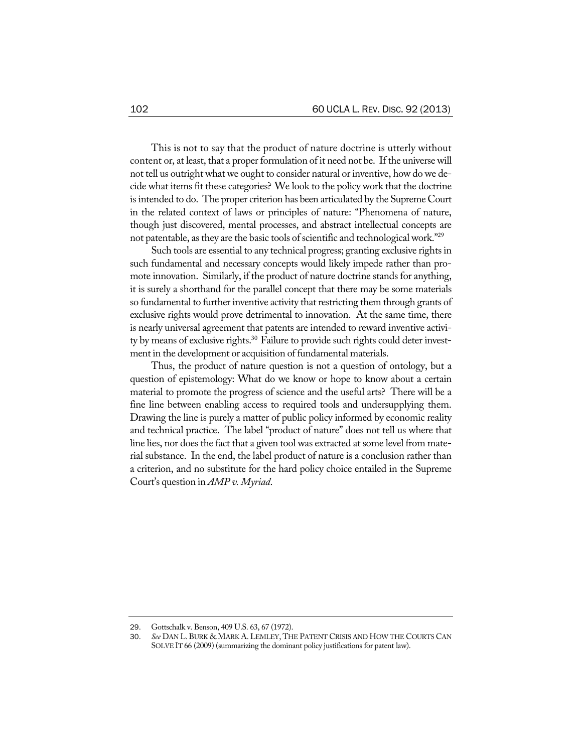This is not to say that the product of nature doctrine is utterly without content or, at least, that a proper formulation of it need not be. If the universe will not tell us outright what we ought to consider natural or inventive, how do we decide what items fit these categories? We look to the policy work that the doctrine is intended to do. The proper criterion has been articulated by the Supreme Court in the related context of laws or principles of nature: "Phenomena of nature, though just discovered, mental processes, and abstract intellectual concepts are not patentable, as they are the basic tools of scientific and technological work."[29]

Such tools are essential to any technical progress; granting exclusive rights in such fundamental and necessary concepts would likely impede rather than promote innovation. Similarly, if the product of nature doctrine stands for anything, it is surely a shorthand for the parallel concept that there may be some materials so fundamental to further inventive activity that restricting them through grants of exclusive rights would prove detrimental to innovation. At the same time, there is nearly universal agreement that patents are intended to reward inventive activity by means of exclusive rights.[30] Failure to provide such rights could deter investment in the development or acquisition of fundamental materials.

Thus, the product of nature question is not a question of ontology, but a question of epistemology: What do we know or hope to know about a certain material to promote the progress of science and the useful arts? There will be a fine line between enabling access to required tools and undersupplying them. Drawing the line is purely a matter of public policy informed by economic reality and technical practice. The label "product of nature" does not tell us where that line lies, nor does the fact that a given tool was extracted at some level from material substance. In the end, the label product of nature is a conclusion rather than a criterion, and no substitute for the hard policy choice entailed in the Supreme Court's question in *AMP v. Myriad*.

---

29. Gottschalk v. Benson, 409 U.S. 63, 67 (1972).

30. *See* DAN L. BURK & MARK A. LEMLEY, THE PATENT CRISIS AND HOW THE COURTS CAN SOLVE IT 66 (2009) (summarizing the dominant policy justifications for patent law).